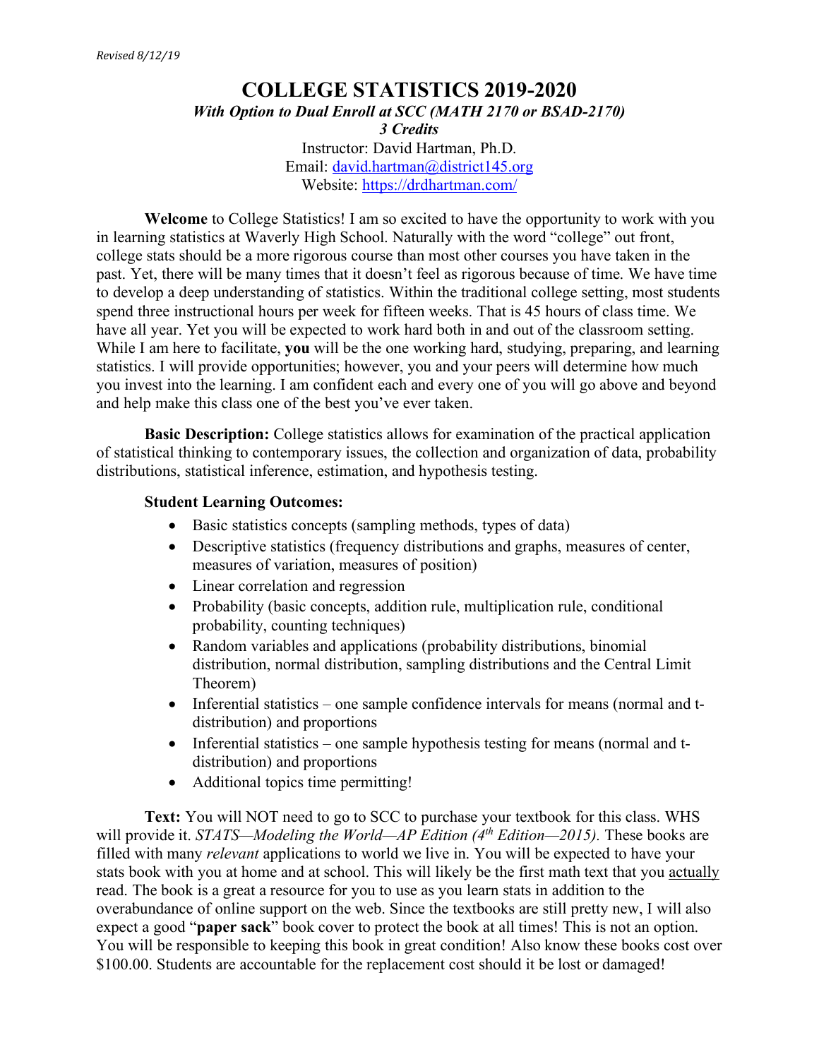*Revised 8/12/19*

# COLLEGE STATISTICS 2019-2020

***With Option to Dual Enroll at SCC (MATH 2170 or BSAD-2170)***

***3 Credits***

Instructor: David Hartman, Ph.D.

Email: [david.hartman@district145.org](mailto:david.hartman@district145.org)

Website: [https://drdhartman.com/](https://drdhartman.com/)

**Welcome** to College Statistics! I am so excited to have the opportunity to work with you in learning statistics at Waverly High School. Naturally with the word "college" out front, college stats should be a more rigorous course than most other courses you have taken in the past. Yet, there will be many times that it doesn't feel as rigorous because of time. We have time to develop a deep understanding of statistics. Within the traditional college setting, most students spend three instructional hours per week for fifteen weeks. That is 45 hours of class time. We have all year. Yet you will be expected to work hard both in and out of the classroom setting. While I am here to facilitate, **you** will be the one working hard, studying, preparing, and learning statistics. I will provide opportunities; however, you and your peers will determine how much you invest into the learning. I am confident each and every one of you will go above and beyond and help make this class one of the best you've ever taken.

**Basic Description:** College statistics allows for examination of the practical application of statistical thinking to contemporary issues, the collection and organization of data, probability distributions, statistical inference, estimation, and hypothesis testing.

**Student Learning Outcomes:**

- Basic statistics concepts (sampling methods, types of data)
- Descriptive statistics (frequency distributions and graphs, measures of center, measures of variation, measures of position)
- Linear correlation and regression
- Probability (basic concepts, addition rule, multiplication rule, conditional probability, counting techniques)
- Random variables and applications (probability distributions, binomial distribution, normal distribution, sampling distributions and the Central Limit Theorem)
- Inferential statistics – one sample confidence intervals for means (normal and t-distribution) and proportions
- Inferential statistics – one sample hypothesis testing for means (normal and t-distribution) and proportions
- Additional topics time permitting!

**Text:** You will NOT need to go to SCC to purchase your textbook for this class. WHS will provide it. *STATS—Modeling the World—AP Edition (4th Edition—2015).* These books are filled with many *relevant* applications to world we live in. You will be expected to have your stats book with you at home and at school. This will likely be the first math text that you actually read. The book is a great a resource for you to use as you learn stats in addition to the overabundance of online support on the web. Since the textbooks are still pretty new, I will also expect a good "**paper sack**" book cover to protect the book at all times! This is not an option. You will be responsible to keeping this book in great condition! Also know these books cost over $100.00. Students are accountable for the replacement cost should it be lost or damaged!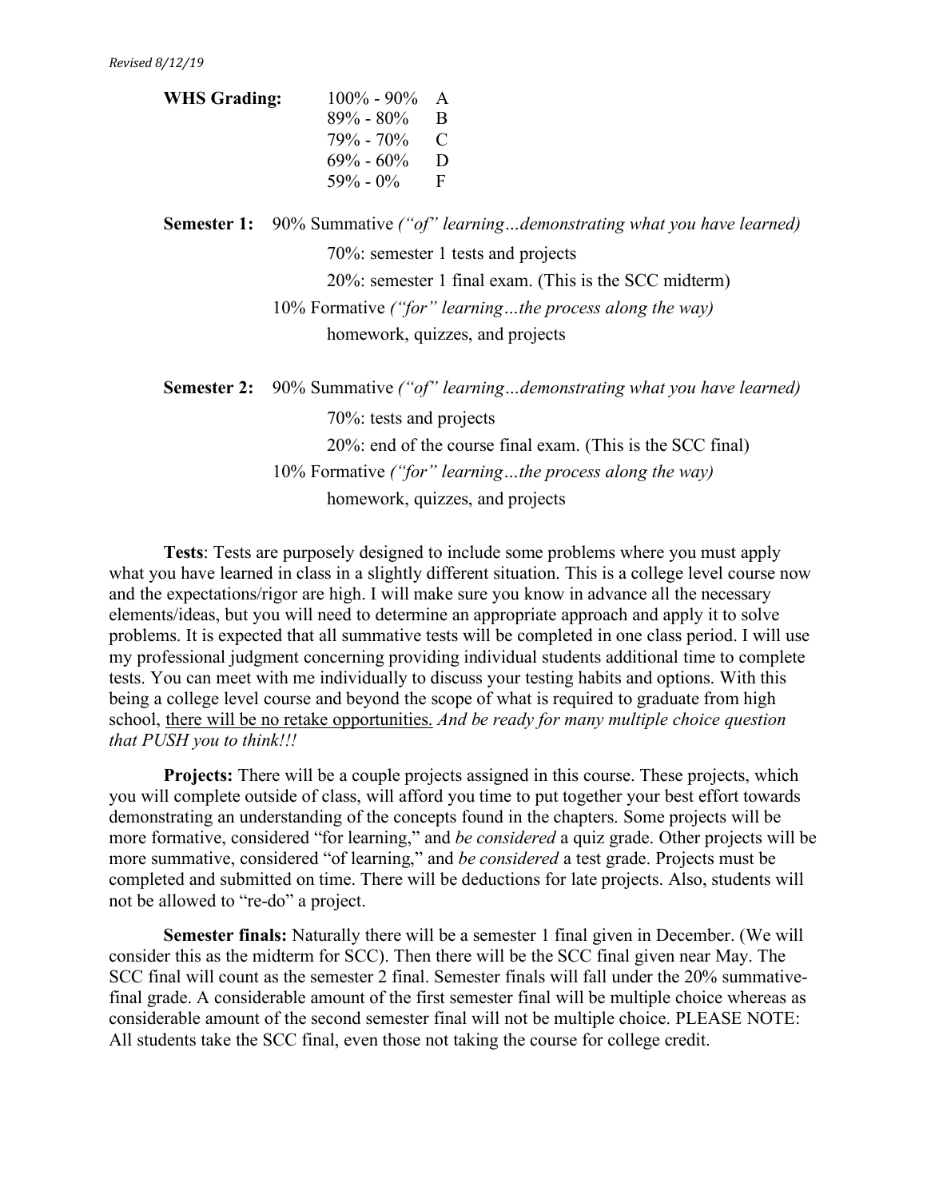*Revised 8/12/19*

**WHS Grading:**

| | |
|---|---|
| 100% - 90% | A |
| 89% - 80% | B |
| 79% - 70% | C |
| 69% - 60% | D |
| 59% - 0% | F |

**Semester 1:** 90% Summative *("of" learning…demonstrating what you have learned)*

- 70%: semester 1 tests and projects
- 20%: semester 1 final exam. (This is the SCC midterm)

10% Formative *("for" learning…the process along the way)*

- homework, quizzes, and projects

**Semester 2:** 90% Summative *("of" learning…demonstrating what you have learned)*

- 70%: tests and projects
- 20%: end of the course final exam. (This is the SCC final)

10% Formative *("for" learning…the process along the way)*

- homework, quizzes, and projects

**Tests**: Tests are purposely designed to include some problems where you must apply what you have learned in class in a slightly different situation. This is a college level course now and the expectations/rigor are high. I will make sure you know in advance all the necessary elements/ideas, but you will need to determine an appropriate approach and apply it to solve problems. It is expected that all summative tests will be completed in one class period. I will use my professional judgment concerning providing individual students additional time to complete tests. You can meet with me individually to discuss your testing habits and options. With this being a college level course and beyond the scope of what is required to graduate from high school, <u>there will be no retake opportunities.</u> *And be ready for many multiple choice question that PUSH you to think!!!*

**Projects:** There will be a couple projects assigned in this course. These projects, which you will complete outside of class, will afford you time to put together your best effort towards demonstrating an understanding of the concepts found in the chapters. Some projects will be more formative, considered "for learning," and *be considered* a quiz grade. Other projects will be more summative, considered "of learning," and *be considered* a test grade. Projects must be completed and submitted on time. There will be deductions for late projects. Also, students will not be allowed to "re-do" a project.

**Semester finals:** Naturally there will be a semester 1 final given in December. (We will consider this as the midterm for SCC). Then there will be the SCC final given near May. The SCC final will count as the semester 2 final. Semester finals will fall under the 20% summative-final grade. A considerable amount of the first semester final will be multiple choice whereas as considerable amount of the second semester final will not be multiple choice. PLEASE NOTE: All students take the SCC final, even those not taking the course for college credit.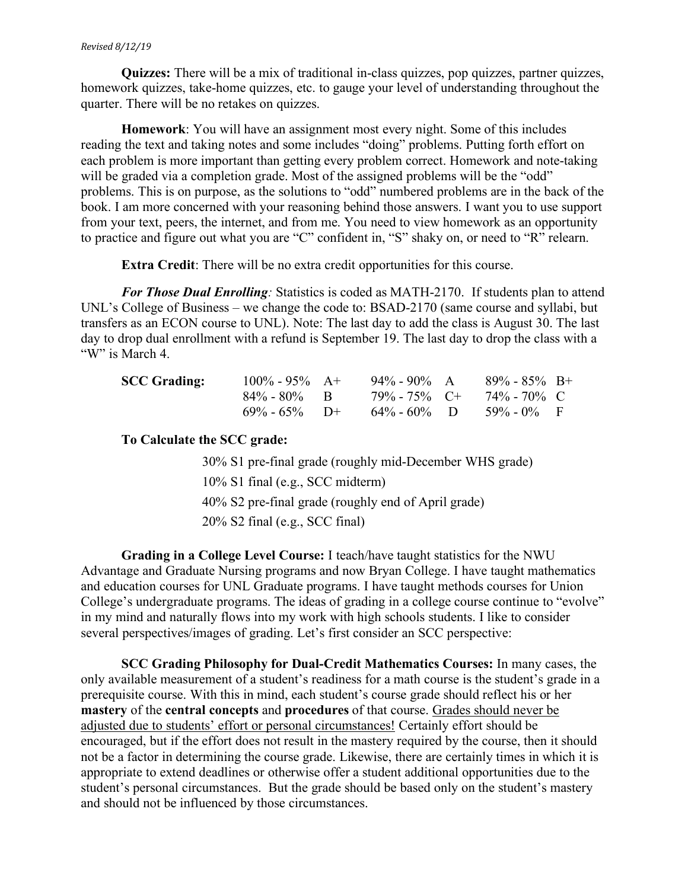**Quizzes:** There will be a mix of traditional in-class quizzes, pop quizzes, partner quizzes, homework quizzes, take-home quizzes, etc. to gauge your level of understanding throughout the quarter. There will be no retakes on quizzes.

**Homework**: You will have an assignment most every night. Some of this includes reading the text and taking notes and some includes "doing" problems. Putting forth effort on each problem is more important than getting every problem correct. Homework and note-taking will be graded via a completion grade. Most of the assigned problems will be the "odd" problems. This is on purpose, as the solutions to "odd" numbered problems are in the back of the book. I am more concerned with your reasoning behind those answers. I want you to use support from your text, peers, the internet, and from me. You need to view homework as an opportunity to practice and figure out what you are "C" confident in, "S" shaky on, or need to "R" relearn.

**Extra Credit**: There will be no extra credit opportunities for this course.

***For Those Dual Enrolling:*** Statistics is coded as MATH-2170. If students plan to attend UNL's College of Business – we change the code to: BSAD-2170 (same course and syllabi, but transfers as an ECON course to UNL). Note: The last day to add the class is August 30. The last day to drop dual enrollment with a refund is September 19. The last day to drop the class with a "W" is March 4.

| **SCC Grading:** | 100% - 95% | A+ | 94% - 90% | A | 89% - 85% | B+ |
|---|---|---|---|---|---|---|
| | 84% - 80% | B | 79% - 75% | C+ | 74% - 70% | C |
| | 69% - 65% | D+ | 64% - 60% | D | 59% - 0% | F |

**To Calculate the SCC grade:**

30% S1 pre-final grade (roughly mid-December WHS grade)

10% S1 final (e.g., SCC midterm)

40% S2 pre-final grade (roughly end of April grade)

20% S2 final (e.g., SCC final)

**Grading in a College Level Course:** I teach/have taught statistics for the NWU Advantage and Graduate Nursing programs and now Bryan College. I have taught mathematics and education courses for UNL Graduate programs. I have taught methods courses for Union College's undergraduate programs. The ideas of grading in a college course continue to "evolve" in my mind and naturally flows into my work with high schools students. I like to consider several perspectives/images of grading. Let's first consider an SCC perspective:

**SCC Grading Philosophy for Dual-Credit Mathematics Courses:** In many cases, the only available measurement of a student's readiness for a math course is the student's grade in a prerequisite course. With this in mind, each student's course grade should reflect his or her **mastery** of the **central concepts** and **procedures** of that course. <u>Grades should never be adjusted due to students' effort or personal circumstances!</u> Certainly effort should be encouraged, but if the effort does not result in the mastery required by the course, then it should not be a factor in determining the course grade. Likewise, there are certainly times in which it is appropriate to extend deadlines or otherwise offer a student additional opportunities due to the student's personal circumstances. But the grade should be based only on the student's mastery and should not be influenced by those circumstances.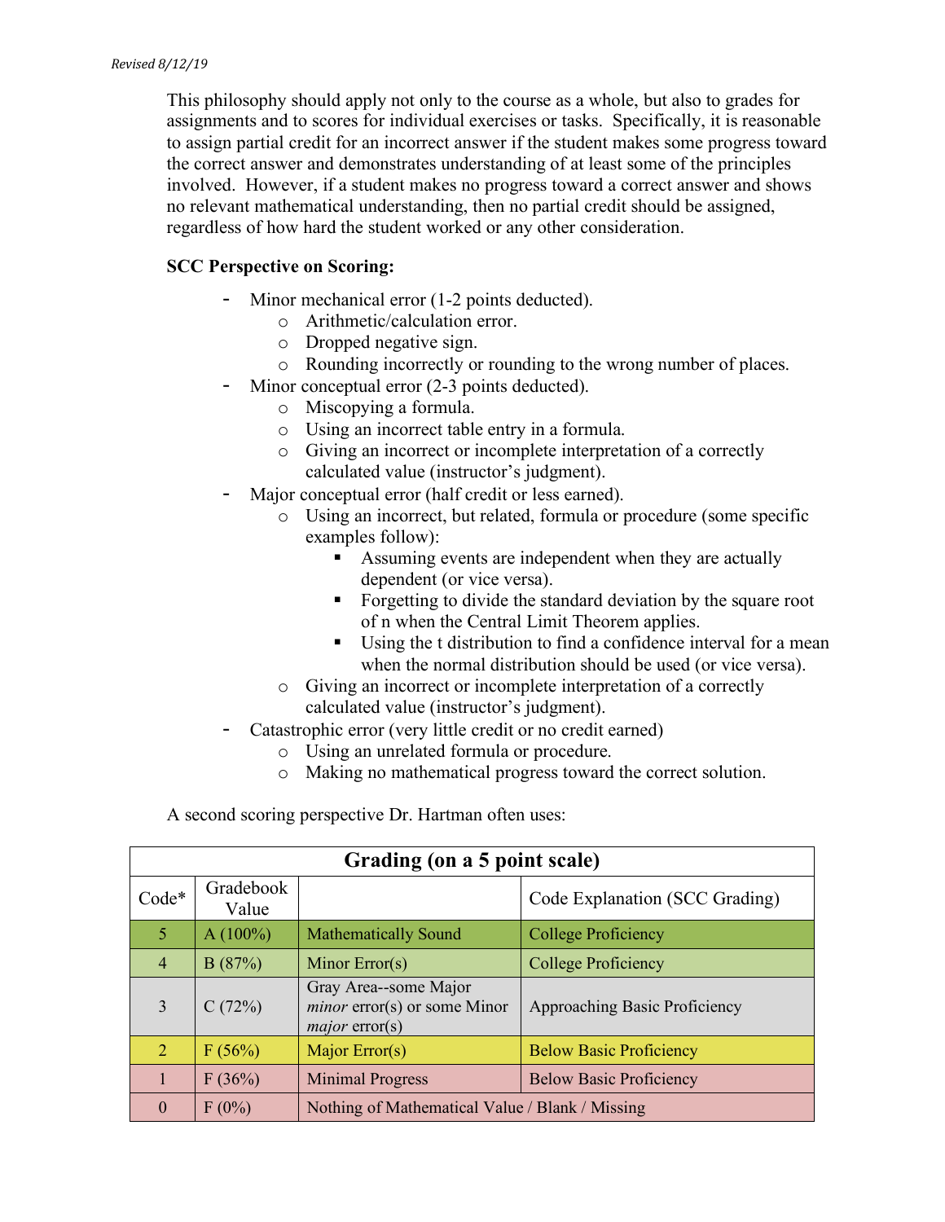This philosophy should apply not only to the course as a whole, but also to grades for assignments and to scores for individual exercises or tasks. Specifically, it is reasonable to assign partial credit for an incorrect answer if the student makes some progress toward the correct answer and demonstrates understanding of at least some of the principles involved. However, if a student makes no progress toward a correct answer and shows no relevant mathematical understanding, then no partial credit should be assigned, regardless of how hard the student worked or any other consideration.

**SCC Perspective on Scoring:**

- Minor mechanical error (1-2 points deducted).
  - Arithmetic/calculation error.
  - Dropped negative sign.
  - Rounding incorrectly or rounding to the wrong number of places.
- Minor conceptual error (2-3 points deducted).
  - Miscopying a formula.
  - Using an incorrect table entry in a formula.
  - Giving an incorrect or incomplete interpretation of a correctly calculated value (instructor's judgment).
- Major conceptual error (half credit or less earned).
  - Using an incorrect, but related, formula or procedure (some specific examples follow):
    - Assuming events are independent when they are actually dependent (or vice versa).
    - Forgetting to divide the standard deviation by the square root of n when the Central Limit Theorem applies.
    - Using the t distribution to find a confidence interval for a mean when the normal distribution should be used (or vice versa).
  - Giving an incorrect or incomplete interpretation of a correctly calculated value (instructor's judgment).
- Catastrophic error (very little credit or no credit earned)
  - Using an unrelated formula or procedure.
  - Making no mathematical progress toward the correct solution.

A second scoring perspective Dr. Hartman often uses:

| **Grading (on a 5 point scale)** | | | |
|---|---|---|---|
| Code* | Gradebook Value | | Code Explanation (SCC Grading) |
| 5 | A (100%) | Mathematically Sound | College Proficiency |
| 4 | B (87%) | Minor Error(s) | College Proficiency |
| 3 | C (72%) | Gray Area--some Major *minor* error(s) or some Minor *major* error(s) | Approaching Basic Proficiency |
| 2 | F (56%) | Major Error(s) | Below Basic Proficiency |
| 1 | F (36%) | Minimal Progress | Below Basic Proficiency |
| 0 | F (0%) | Nothing of Mathematical Value / Blank / Missing | |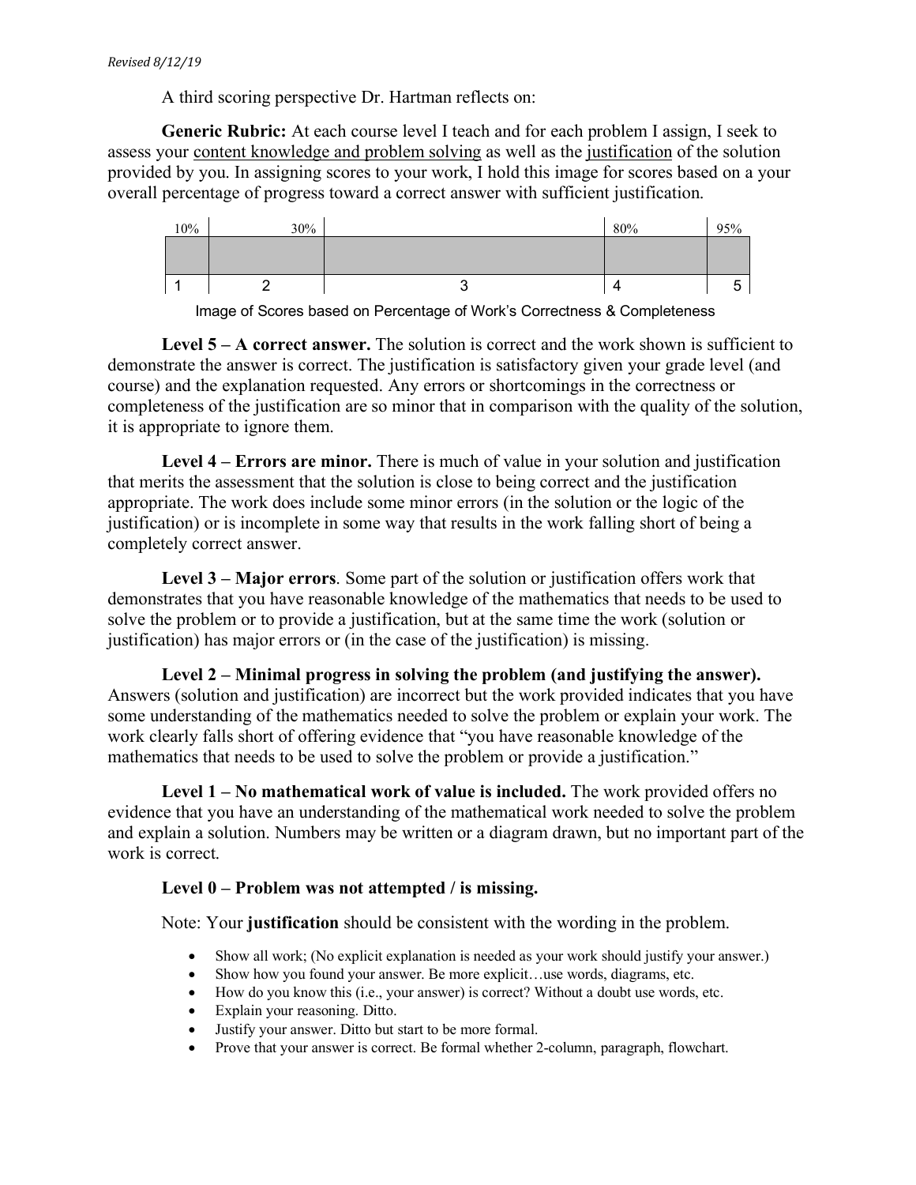A third scoring perspective Dr. Hartman reflects on:

**Generic Rubric:** At each course level I teach and for each problem I assign, I seek to assess your content knowledge and problem solving as well as the justification of the solution provided by you. In assigning scores to your work, I hold this image for scores based on a your overall percentage of progress toward a correct answer with sufficient justification.

| 10% | 30% | | 80% | 95% |
|---|---|---|---|---|
| | | | | |
| 1 | 2 | 3 | 4 | 5 |

Image of Scores based on Percentage of Work's Correctness & Completeness

**Level 5 – A correct answer.** The solution is correct and the work shown is sufficient to demonstrate the answer is correct. The justification is satisfactory given your grade level (and course) and the explanation requested. Any errors or shortcomings in the correctness or completeness of the justification are so minor that in comparison with the quality of the solution, it is appropriate to ignore them.

**Level 4 – Errors are minor.** There is much of value in your solution and justification that merits the assessment that the solution is close to being correct and the justification appropriate. The work does include some minor errors (in the solution or the logic of the justification) or is incomplete in some way that results in the work falling short of being a completely correct answer.

**Level 3 – Major errors**. Some part of the solution or justification offers work that demonstrates that you have reasonable knowledge of the mathematics that needs to be used to solve the problem or to provide a justification, but at the same time the work (solution or justification) has major errors or (in the case of the justification) is missing.

**Level 2 – Minimal progress in solving the problem (and justifying the answer).** Answers (solution and justification) are incorrect but the work provided indicates that you have some understanding of the mathematics needed to solve the problem or explain your work. The work clearly falls short of offering evidence that "you have reasonable knowledge of the mathematics that needs to be used to solve the problem or provide a justification."

**Level 1 – No mathematical work of value is included.** The work provided offers no evidence that you have an understanding of the mathematical work needed to solve the problem and explain a solution. Numbers may be written or a diagram drawn, but no important part of the work is correct.

**Level 0 – Problem was not attempted / is missing.**

Note: Your **justification** should be consistent with the wording in the problem.

- Show all work; (No explicit explanation is needed as your work should justify your answer.)
- Show how you found your answer. Be more explicit…use words, diagrams, etc.
- How do you know this (i.e., your answer) is correct? Without a doubt use words, etc.
- Explain your reasoning. Ditto.
- Justify your answer. Ditto but start to be more formal.
- Prove that your answer is correct. Be formal whether 2-column, paragraph, flowchart.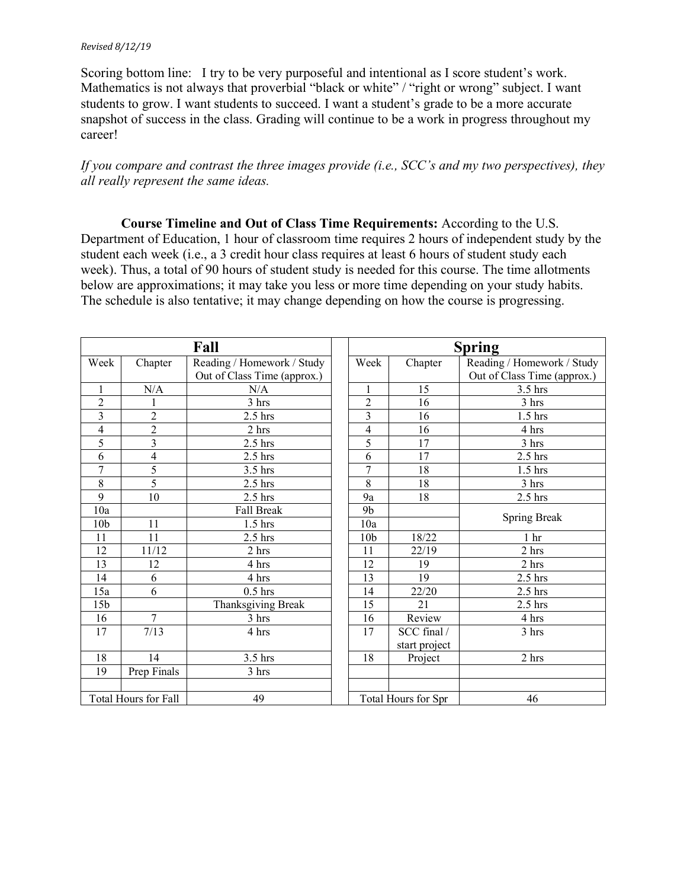*Revised 8/12/19*

Scoring bottom line: I try to be very purposeful and intentional as I score student's work. Mathematics is not always that proverbial "black or white" / "right or wrong" subject. I want students to grow. I want students to succeed. I want a student's grade to be a more accurate snapshot of success in the class. Grading will continue to be a work in progress throughout my career!

*If you compare and contrast the three images provide (i.e., SCC's and my two perspectives), they all really represent the same ideas.*

**Course Timeline and Out of Class Time Requirements:** According to the U.S. Department of Education, 1 hour of classroom time requires 2 hours of independent study by the student each week (i.e., a 3 credit hour class requires at least 6 hours of student study each week). Thus, a total of 90 hours of student study is needed for this course. The time allotments below are approximations; it may take you less or more time depending on your study habits. The schedule is also tentative; it may change depending on how the course is progressing.

| **Fall** | | | | **Spring** | | |
|---|---|---|---|---|---|---|
| Week | Chapter | Reading / Homework / Study Out of Class Time (approx.) | | Week | Chapter | Reading / Homework / Study Out of Class Time (approx.) |
| 1 | N/A | N/A | | 1 | 15 | 3.5 hrs |
| 2 | 1 | 3 hrs | | 2 | 16 | 3 hrs |
| 3 | 2 | 2.5 hrs | | 3 | 16 | 1.5 hrs |
| 4 | 2 | 2 hrs | | 4 | 16 | 4 hrs |
| 5 | 3 | 2.5 hrs | | 5 | 17 | 3 hrs |
| 6 | 4 | 2.5 hrs | | 6 | 17 | 2.5 hrs |
| 7 | 5 | 3.5 hrs | | 7 | 18 | 1.5 hrs |
| 8 | 5 | 2.5 hrs | | 8 | 18 | 3 hrs |
| 9 | 10 | 2.5 hrs | | 9a | 18 | 2.5 hrs |
| 10a | | Fall Break | | 9b | | Spring Break |
| 10b | 11 | 1.5 hrs | | 10a | | |
| 11 | 11 | 2.5 hrs | | 10b | 18/22 | 1 hr |
| 12 | 11/12 | 2 hrs | | 11 | 22/19 | 2 hrs |
| 13 | 12 | 4 hrs | | 12 | 19 | 2 hrs |
| 14 | 6 | 4 hrs | | 13 | 19 | 2.5 hrs |
| 15a | 6 | 0.5 hrs | | 14 | 22/20 | 2.5 hrs |
| 15b | | Thanksgiving Break | | 15 | 21 | 2.5 hrs |
| 16 | 7 | 3 hrs | | 16 | Review | 4 hrs |
| 17 | 7/13 | 4 hrs | | 17 | SCC final / start project | 3 hrs |
| 18 | 14 | 3.5 hrs | | 18 | Project | 2 hrs |
| 19 | Prep Finals | 3 hrs | | | | |
| | | | | | | |
| Total Hours for Fall | | 49 | | Total Hours for Spr | | 46 |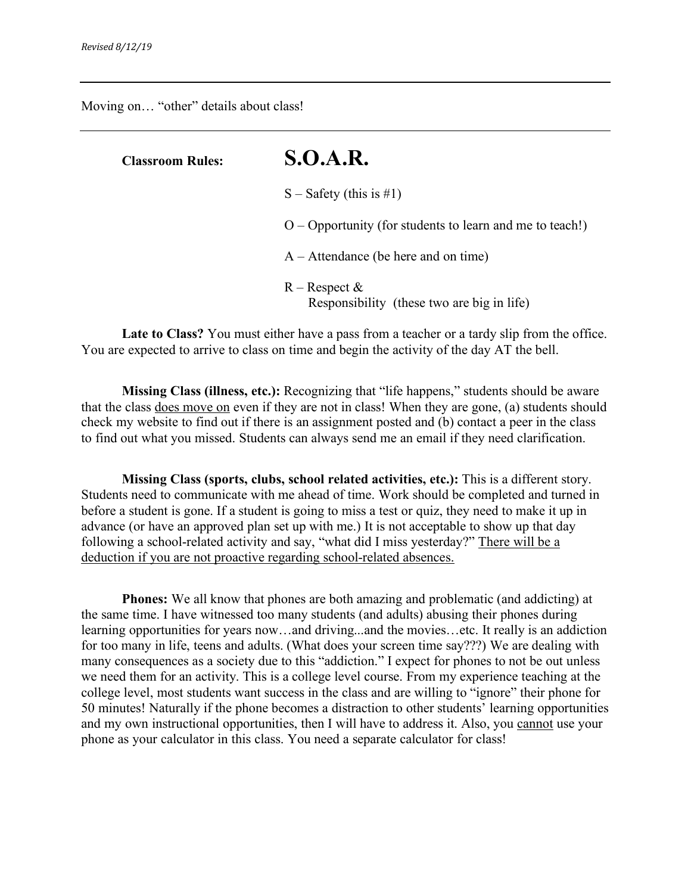Moving on… "other" details about class!

---

**Classroom Rules:** **S.O.A.R.**

S – Safety (this is #1)

O – Opportunity (for students to learn and me to teach!)

A – Attendance (be here and on time)

R – Respect & Responsibility (these two are big in life)

**Late to Class?** You must either have a pass from a teacher or a tardy slip from the office. You are expected to arrive to class on time and begin the activity of the day AT the bell.

**Missing Class (illness, etc.):** Recognizing that "life happens," students should be aware that the class <u>does move on</u> even if they are not in class! When they are gone, (a) students should check my website to find out if there is an assignment posted and (b) contact a peer in the class to find out what you missed. Students can always send me an email if they need clarification.

**Missing Class (sports, clubs, school related activities, etc.):** This is a different story. Students need to communicate with me ahead of time. Work should be completed and turned in before a student is gone. If a student is going to miss a test or quiz, they need to make it up in advance (or have an approved plan set up with me.) It is not acceptable to show up that day following a school-related activity and say, "what did I miss yesterday?" <u>There will be a deduction if you are not proactive regarding school-related absences.</u>

**Phones:** We all know that phones are both amazing and problematic (and addicting) at the same time. I have witnessed too many students (and adults) abusing their phones during learning opportunities for years now…and driving...and the movies…etc. It really is an addiction for too many in life, teens and adults. (What does your screen time say???) We are dealing with many consequences as a society due to this "addiction." I expect for phones to not be out unless we need them for an activity. This is a college level course. From my experience teaching at the college level, most students want success in the class and are willing to "ignore" their phone for 50 minutes! Naturally if the phone becomes a distraction to other students' learning opportunities and my own instructional opportunities, then I will have to address it. Also, you <u>cannot</u> use your phone as your calculator in this class. You need a separate calculator for class!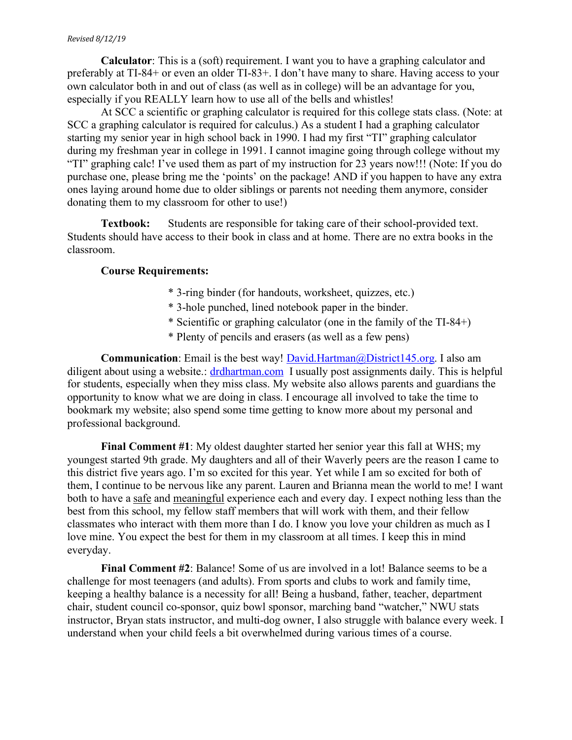**Calculator**: This is a (soft) requirement. I want you to have a graphing calculator and preferably at TI-84+ or even an older TI-83+. I don't have many to share. Having access to your own calculator both in and out of class (as well as in college) will be an advantage for you, especially if you REALLY learn how to use all of the bells and whistles!

At SCC a scientific or graphing calculator is required for this college stats class. (Note: at SCC a graphing calculator is required for calculus.) As a student I had a graphing calculator starting my senior year in high school back in 1990. I had my first "TI" graphing calculator during my freshman year in college in 1991. I cannot imagine going through college without my "TI" graphing calc! I've used them as part of my instruction for 23 years now!!! (Note: If you do purchase one, please bring me the 'points' on the package! AND if you happen to have any extra ones laying around home due to older siblings or parents not needing them anymore, consider donating them to my classroom for other to use!)

**Textbook:** Students are responsible for taking care of their school-provided text. Students should have access to their book in class and at home. There are no extra books in the classroom.

**Course Requirements:**

* 3-ring binder (for handouts, worksheet, quizzes, etc.)
* 3-hole punched, lined notebook paper in the binder.
* Scientific or graphing calculator (one in the family of the TI-84+)
* Plenty of pencils and erasers (as well as a few pens)

**Communication**: Email is the best way! [David.Hartman@District145.org](mailto:David.Hartman@District145.org). I also am diligent about using a website.: [drdhartman.com](http://drdhartman.com) I usually post assignments daily. This is helpful for students, especially when they miss class. My website also allows parents and guardians the opportunity to know what we are doing in class. I encourage all involved to take the time to bookmark my website; also spend some time getting to know more about my personal and professional background.

**Final Comment #1**: My oldest daughter started her senior year this fall at WHS; my youngest started 9th grade. My daughters and all of their Waverly peers are the reason I came to this district five years ago. I'm so excited for this year. Yet while I am so excited for both of them, I continue to be nervous like any parent. Lauren and Brianna mean the world to me! I want both to have a <u>safe</u> and <u>meaningful</u> experience each and every day. I expect nothing less than the best from this school, my fellow staff members that will work with them, and their fellow classmates who interact with them more than I do. I know you love your children as much as I love mine. You expect the best for them in my classroom at all times. I keep this in mind everyday.

**Final Comment #2**: Balance! Some of us are involved in a lot! Balance seems to be a challenge for most teenagers (and adults). From sports and clubs to work and family time, keeping a healthy balance is a necessity for all! Being a husband, father, teacher, department chair, student council co-sponsor, quiz bowl sponsor, marching band "watcher," NWU stats instructor, Bryan stats instructor, and multi-dog owner, I also struggle with balance every week. I understand when your child feels a bit overwhelmed during various times of a course.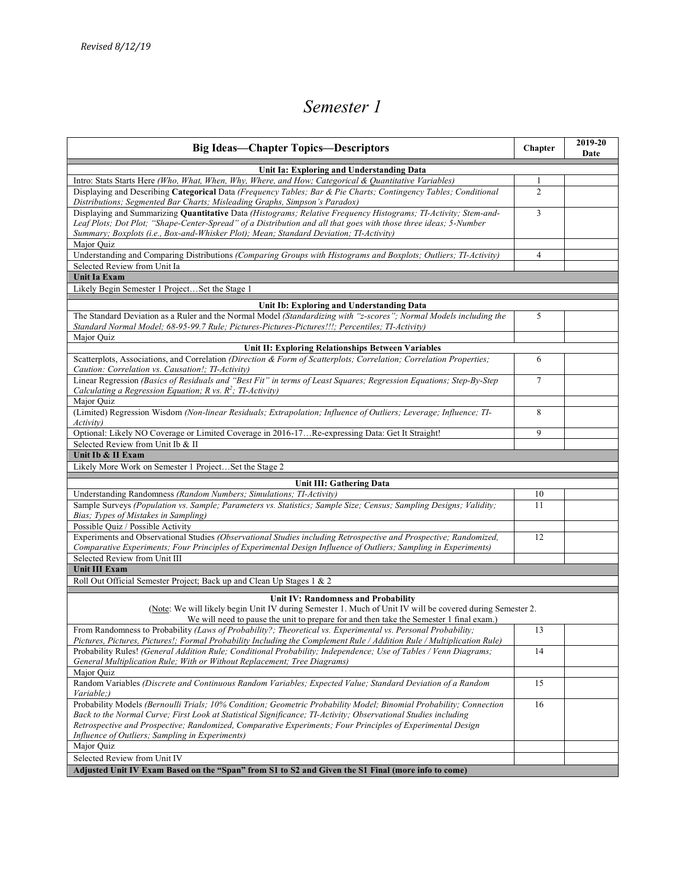*Revised 8/12/19*

# *Semester 1*

| Big Ideas—Chapter Topics—Descriptors | Chapter | 2019-20 Date |
|---|---|---|
| **Unit Ia: Exploring and Understanding Data** | | |
| Intro: Stats Starts Here *(Who, What, When, Why, Where, and How; Categorical & Quantitative Variables)* | 1 | |
| Displaying and Describing **Categorical** Data *(Frequency Tables; Bar & Pie Charts; Contingency Tables; Conditional Distributions; Segmented Bar Charts; Misleading Graphs, Simpson's Paradox)* | 2 | |
| Displaying and Summarizing **Quantitative** Data *(Histograms; Relative Frequency Histograms; TI-Activity; Stem-and-Leaf Plots; Dot Plot; "Shape-Center-Spread" of a Distribution and all that goes with those three ideas; 5-Number Summary; Boxplots (i.e., Box-and-Whisker Plot); Mean; Standard Deviation; TI-Activity)* | 3 | |
| Major Quiz | | |
| Understanding and Comparing Distributions *(Comparing Groups with Histograms and Boxplots; Outliers; TI-Activity)* | 4 | |
| Selected Review from Unit Ia | | |
| **Unit Ia Exam** | | |
| Likely Begin Semester 1 Project…Set the Stage 1 | | |
| **Unit Ib: Exploring and Understanding Data** | | |
| The Standard Deviation as a Ruler and the Normal Model *(Standardizing with "z-scores"; Normal Models including the Standard Normal Model; 68-95-99.7 Rule; Pictures-Pictures-Pictures!!!; Percentiles; TI-Activity)* | 5 | |
| Major Quiz | | |
| **Unit II: Exploring Relationships Between Variables** | | |
| Scatterplots, Associations, and Correlation *(Direction & Form of Scatterplots; Correlation; Correlation Properties; Caution: Correlation vs. Causation!; TI-Activity)* | 6 | |
| Linear Regression *(Basics of Residuals and "Best Fit" in terms of Least Squares; Regression Equations; Step-By-Step Calculating a Regression Equation; R vs. $R^2$; TI-Activity)* | 7 | |
| Major Quiz | | |
| (Limited) Regression Wisdom *(Non-linear Residuals; Extrapolation; Influence of Outliers; Leverage; Influence; TI-Activity)* | 8 | |
| Optional: Likely NO Coverage or Limited Coverage in 2016-17…Re-expressing Data: Get It Straight! | 9 | |
| Selected Review from Unit Ib & II | | |
| **Unit Ib & II Exam** | | |
| Likely More Work on Semester 1 Project…Set the Stage 2 | | |
| **Unit III: Gathering Data** | | |
| Understanding Randomness *(Random Numbers; Simulations; TI-Activity)* | 10 | |
| Sample Surveys *(Population vs. Sample; Parameters vs. Statistics; Sample Size; Census; Sampling Designs; Validity; Bias; Types of Mistakes in Sampling)* | 11 | |
| Possible Quiz / Possible Activity | | |
| Experiments and Observational Studies *(Observational Studies including Retrospective and Prospective; Randomized, Comparative Experiments; Four Principles of Experimental Design Influence of Outliers; Sampling in Experiments)* | 12 | |
| Selected Review from Unit III | | |
| **Unit III Exam** | | |
| Roll Out Official Semester Project; Back up and Clean Up Stages 1 & 2 | | |
| **Unit IV: Randomness and Probability** (Note: We will likely begin Unit IV during Semester 1. Much of Unit IV will be covered during Semester 2. We will need to pause the unit to prepare for and then take the Semester 1 final exam.) | | |
| From Randomness to Probability *(Laws of Probability?; Theoretical vs. Experimental vs. Personal Probability; Pictures, Pictures, Pictures!; Formal Probability Including the Complement Rule / Addition Rule / Multiplication Rule)* | 13 | |
| Probability Rules! *(General Addition Rule; Conditional Probability; Independence; Use of Tables / Venn Diagrams; General Multiplication Rule; With or Without Replacement; Tree Diagrams)* | 14 | |
| Major Quiz | | |
| Random Variables *(Discrete and Continuous Random Variables; Expected Value; Standard Deviation of a Random Variable;)* | 15 | |
| Probability Models *(Bernoulli Trials; 10% Condition; Geometric Probability Model; Binomial Probability; Connection Back to the Normal Curve; First Look at Statistical Significance; TI-Activity; Observational Studies including Retrospective and Prospective; Randomized, Comparative Experiments; Four Principles of Experimental Design Influence of Outliers; Sampling in Experiments)* | 16 | |
| Major Quiz | | |
| Selected Review from Unit IV | | |
| **Adjusted Unit IV Exam Based on the "Span" from S1 to S2 and Given the S1 Final (more info to come)** | | |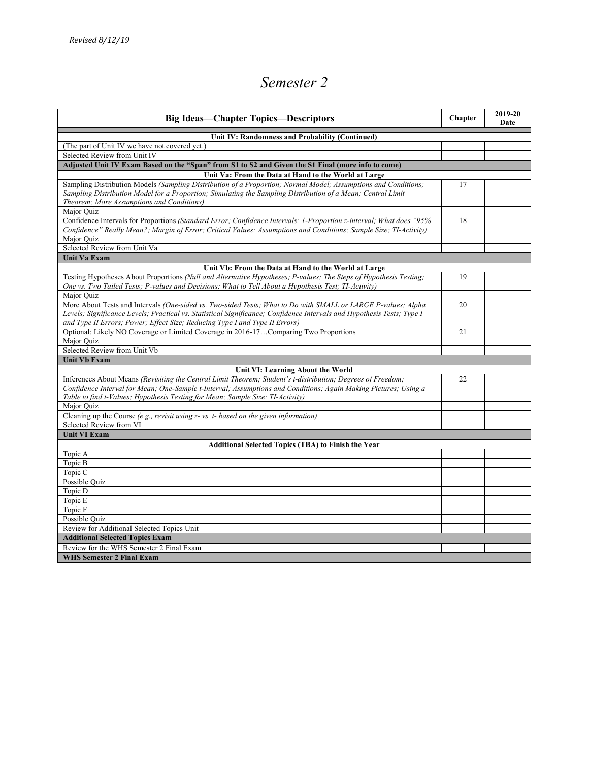*Revised 8/12/19*

# Semester 2

| Big Ideas—Chapter Topics—Descriptors | Chapter | 2019-20 Date |
|---|---|---|
| **Unit IV: Randomness and Probability (Continued)** | | |
| (The part of Unit IV we have not covered yet.) | | |
| Selected Review from Unit IV | | |
| **Adjusted Unit IV Exam Based on the "Span" from S1 to S2 and Given the S1 Final (more info to come)** | | |
| **Unit Va: From the Data at Hand to the World at Large** | | |
| Sampling Distribution Models *(Sampling Distribution of a Proportion; Normal Model; Assumptions and Conditions; Sampling Distribution Model for a Proportion; Simulating the Sampling Distribution of a Mean; Central Limit Theorem; More Assumptions and Conditions)* | 17 | |
| Major Quiz | | |
| Confidence Intervals for Proportions *(Standard Error; Confidence Intervals; 1-Proportion z-interval; What does "95% Confidence" Really Mean?; Margin of Error; Critical Values; Assumptions and Conditions; Sample Size; TI-Activity)* | 18 | |
| Major Quiz | | |
| Selected Review from Unit Va | | |
| **Unit Va Exam** | | |
| **Unit Vb: From the Data at Hand to the World at Large** | | |
| Testing Hypotheses About Proportions *(Null and Alternative Hypotheses; P-values; The Steps of Hypothesis Testing; One vs. Two Tailed Tests; P-values and Decisions: What to Tell About a Hypothesis Test; TI-Activity)* | 19 | |
| Major Quiz | | |
| More About Tests and Intervals *(One-sided vs. Two-sided Tests; What to Do with SMALL or LARGE P-values; Alpha Levels; Significance Levels; Practical vs. Statistical Significance; Confidence Intervals and Hypothesis Tests; Type I and Type II Errors; Power; Effect Size; Reducing Type I and Type II Errors)* | 20 | |
| Optional: Likely NO Coverage or Limited Coverage in 2016-17…Comparing Two Proportions | 21 | |
| Major Quiz | | |
| Selected Review from Unit Vb | | |
| **Unit Vb Exam** | | |
| **Unit VI: Learning About the World** | | |
| Inferences About Means *(Revisiting the Central Limit Theorem; Student's t-distribution; Degrees of Freedom; Confidence Interval for Mean; One-Sample t-Interval; Assumptions and Conditions; Again Making Pictures; Using a Table to find t-Values; Hypothesis Testing for Mean; Sample Size; TI-Activity)* | 22 | |
| Major Quiz | | |
| Cleaning up the Course *(e.g., revisit using z- vs. t- based on the given information)* | | |
| Selected Review from VI | | |
| **Unit VI Exam** | | |
| **Additional Selected Topics (TBA) to Finish the Year** | | |
| Topic A | | |
| Topic B | | |
| Topic C | | |
| Possible Quiz | | |
| Topic D | | |
| Topic E | | |
| Topic F | | |
| Possible Quiz | | |
| Review for Additional Selected Topics Unit | | |
| **Additional Selected Topics Exam** | | |
| Review for the WHS Semester 2 Final Exam | | |
| **WHS Semester 2 Final Exam** | | |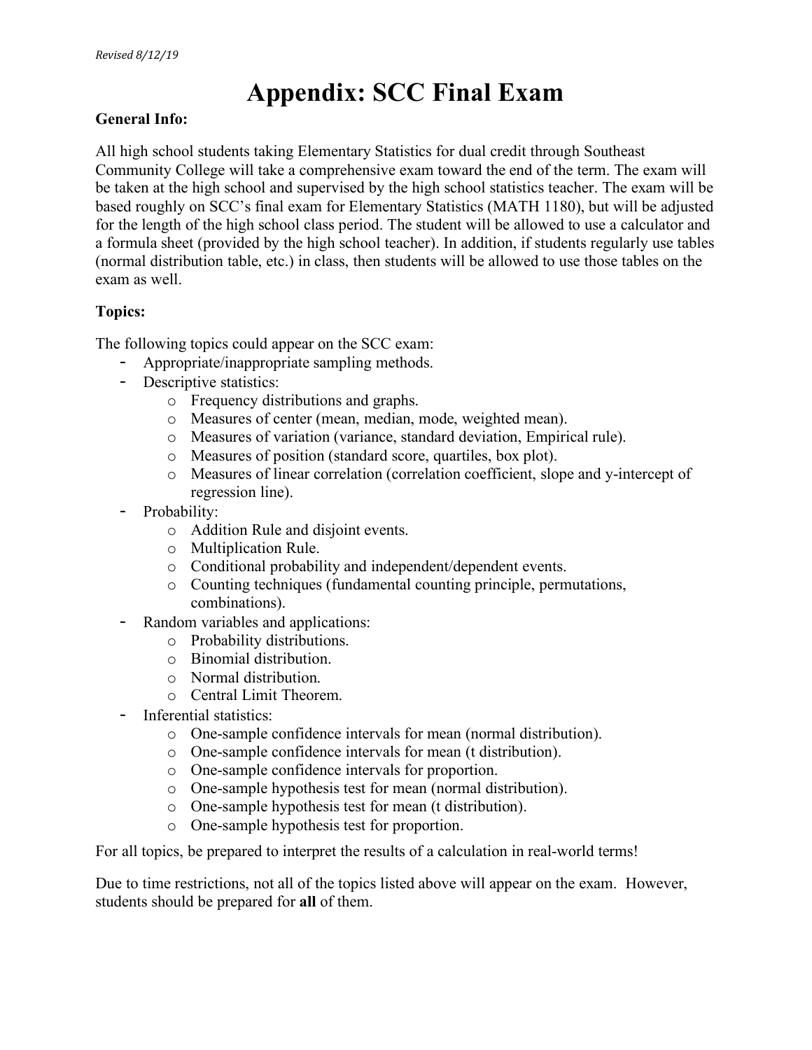*Revised 8/12/19*

# Appendix: SCC Final Exam

**General Info:**

All high school students taking Elementary Statistics for dual credit through Southeast Community College will take a comprehensive exam toward the end of the term. The exam will be taken at the high school and supervised by the high school statistics teacher. The exam will be based roughly on SCC's final exam for Elementary Statistics (MATH 1180), but will be adjusted for the length of the high school class period. The student will be allowed to use a calculator and a formula sheet (provided by the high school teacher). In addition, if students regularly use tables (normal distribution table, etc.) in class, then students will be allowed to use those tables on the exam as well.

**Topics:**

The following topics could appear on the SCC exam:

- Appropriate/inappropriate sampling methods.
- Descriptive statistics:
  - Frequency distributions and graphs.
  - Measures of center (mean, median, mode, weighted mean).
  - Measures of variation (variance, standard deviation, Empirical rule).
  - Measures of position (standard score, quartiles, box plot).
  - Measures of linear correlation (correlation coefficient, slope and y-intercept of regression line).
- Probability:
  - Addition Rule and disjoint events.
  - Multiplication Rule.
  - Conditional probability and independent/dependent events.
  - Counting techniques (fundamental counting principle, permutations, combinations).
- Random variables and applications:
  - Probability distributions.
  - Binomial distribution.
  - Normal distribution.
  - Central Limit Theorem.
- Inferential statistics:
  - One-sample confidence intervals for mean (normal distribution).
  - One-sample confidence intervals for mean (t distribution).
  - One-sample confidence intervals for proportion.
  - One-sample hypothesis test for mean (normal distribution).
  - One-sample hypothesis test for mean (t distribution).
  - One-sample hypothesis test for proportion.

For all topics, be prepared to interpret the results of a calculation in real-world terms!

Due to time restrictions, not all of the topics listed above will appear on the exam. However, students should be prepared for **all** of them.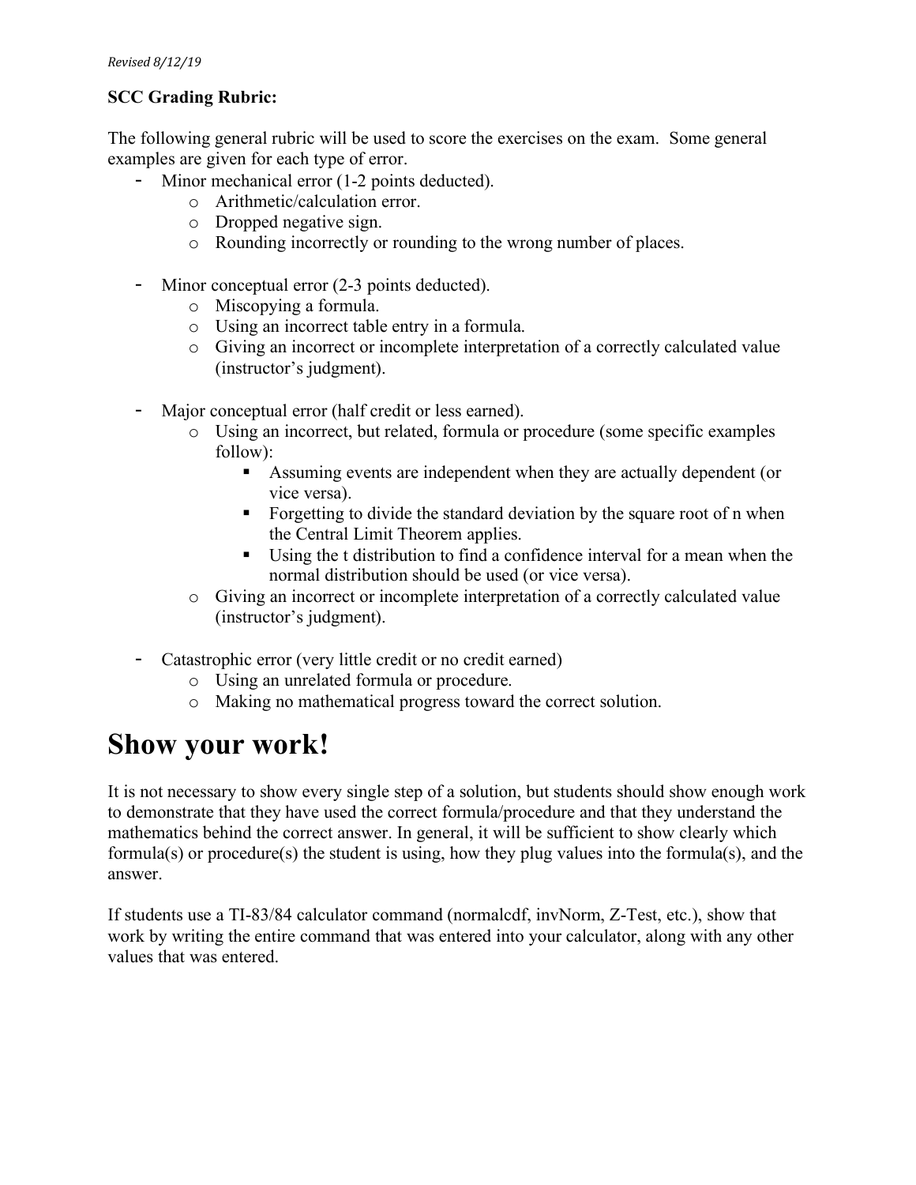**SCC Grading Rubric:**

The following general rubric will be used to score the exercises on the exam. Some general examples are given for each type of error.

- Minor mechanical error (1-2 points deducted).
  - Arithmetic/calculation error.
  - Dropped negative sign.
  - Rounding incorrectly or rounding to the wrong number of places.

- Minor conceptual error (2-3 points deducted).
  - Miscopying a formula.
  - Using an incorrect table entry in a formula.
  - Giving an incorrect or incomplete interpretation of a correctly calculated value (instructor's judgment).

- Major conceptual error (half credit or less earned).
  - Using an incorrect, but related, formula or procedure (some specific examples follow):
    - Assuming events are independent when they are actually dependent (or vice versa).
    - Forgetting to divide the standard deviation by the square root of n when the Central Limit Theorem applies.
    - Using the t distribution to find a confidence interval for a mean when the normal distribution should be used (or vice versa).
  - Giving an incorrect or incomplete interpretation of a correctly calculated value (instructor's judgment).

- Catastrophic error (very little credit or no credit earned)
  - Using an unrelated formula or procedure.
  - Making no mathematical progress toward the correct solution.

# Show your work!

It is not necessary to show every single step of a solution, but students should show enough work to demonstrate that they have used the correct formula/procedure and that they understand the mathematics behind the correct answer. In general, it will be sufficient to show clearly which formula(s) or procedure(s) the student is using, how they plug values into the formula(s), and the answer.

If students use a TI-83/84 calculator command (normalcdf, invNorm, Z-Test, etc.), show that work by writing the entire command that was entered into your calculator, along with any other values that was entered.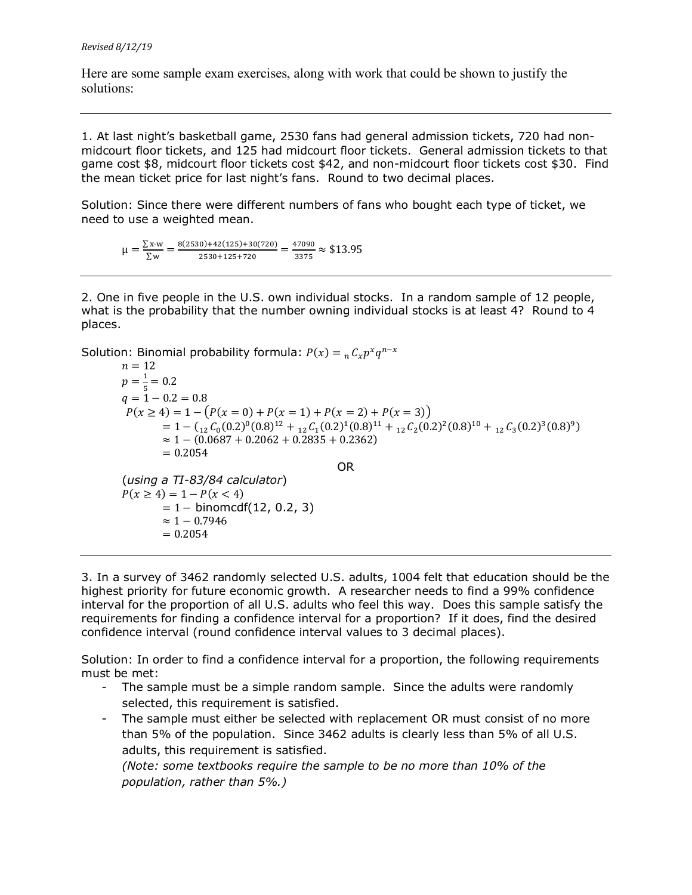*Revised 8/12/19*

Here are some sample exam exercises, along with work that could be shown to justify the solutions:

---

1. At last night's basketball game, 2530 fans had general admission tickets, 720 had non-midcourt floor tickets, and 125 had midcourt floor tickets. General admission tickets to that game cost \$8, midcourt floor tickets cost \$42, and non-midcourt floor tickets cost \$30. Find the mean ticket price for last night's fans. Round to two decimal places.

Solution: Since there were different numbers of fans who bought each type of ticket, we need to use a weighted mean.

$$\mu = \frac{\sum x \cdot w}{\sum w} = \frac{8(2530) + 42(125) + 30(720)}{2530 + 125 + 720} = \frac{47090}{3375} \approx \$13.95$$

---

2. One in five people in the U.S. own individual stocks. In a random sample of 12 people, what is the probability that the number owning individual stocks is at least 4? Round to 4 places.

Solution: Binomial probability formula: $P(x) = {}_nC_x p^x q^{n-x}$

$n = 12$

$p = \frac{1}{5} = 0.2$

$q = 1 - 0.2 = 0.8$

$$\begin{aligned} P(x \geq 4) &= 1 - \big(P(x=0) + P(x=1) + P(x=2) + P(x=3)\big) \\ &= 1 - \left({}_{12}C_0(0.2)^0(0.8)^{12} + {}_{12}C_1(0.2)^1(0.8)^{11} + {}_{12}C_2(0.2)^2(0.8)^{10} + {}_{12}C_3(0.2)^3(0.8)^9\right) \\ &\approx 1 - (0.0687 + 0.2062 + 0.2835 + 0.2362) \\ &= 0.2054 \end{aligned}$$

OR

(*using a TI-83/84 calculator*)

$$\begin{aligned} P(x \geq 4) &= 1 - P(x < 4) \\ &= 1 - \text{binomcdf}(12, 0.2, 3) \\ &\approx 1 - 0.7946 \\ &= 0.2054 \end{aligned}$$

---

3. In a survey of 3462 randomly selected U.S. adults, 1004 felt that education should be the highest priority for future economic growth. A researcher needs to find a 99% confidence interval for the proportion of all U.S. adults who feel this way. Does this sample satisfy the requirements for finding a confidence interval for a proportion? If it does, find the desired confidence interval (round confidence interval values to 3 decimal places).

Solution: In order to find a confidence interval for a proportion, the following requirements must be met:

- The sample must be a simple random sample. Since the adults were randomly selected, this requirement is satisfied.
- The sample must either be selected with replacement OR must consist of no more than 5% of the population. Since 3462 adults is clearly less than 5% of all U.S. adults, this requirement is satisfied.
  *(Note: some textbooks require the sample to be no more than 10% of the population, rather than 5%.)*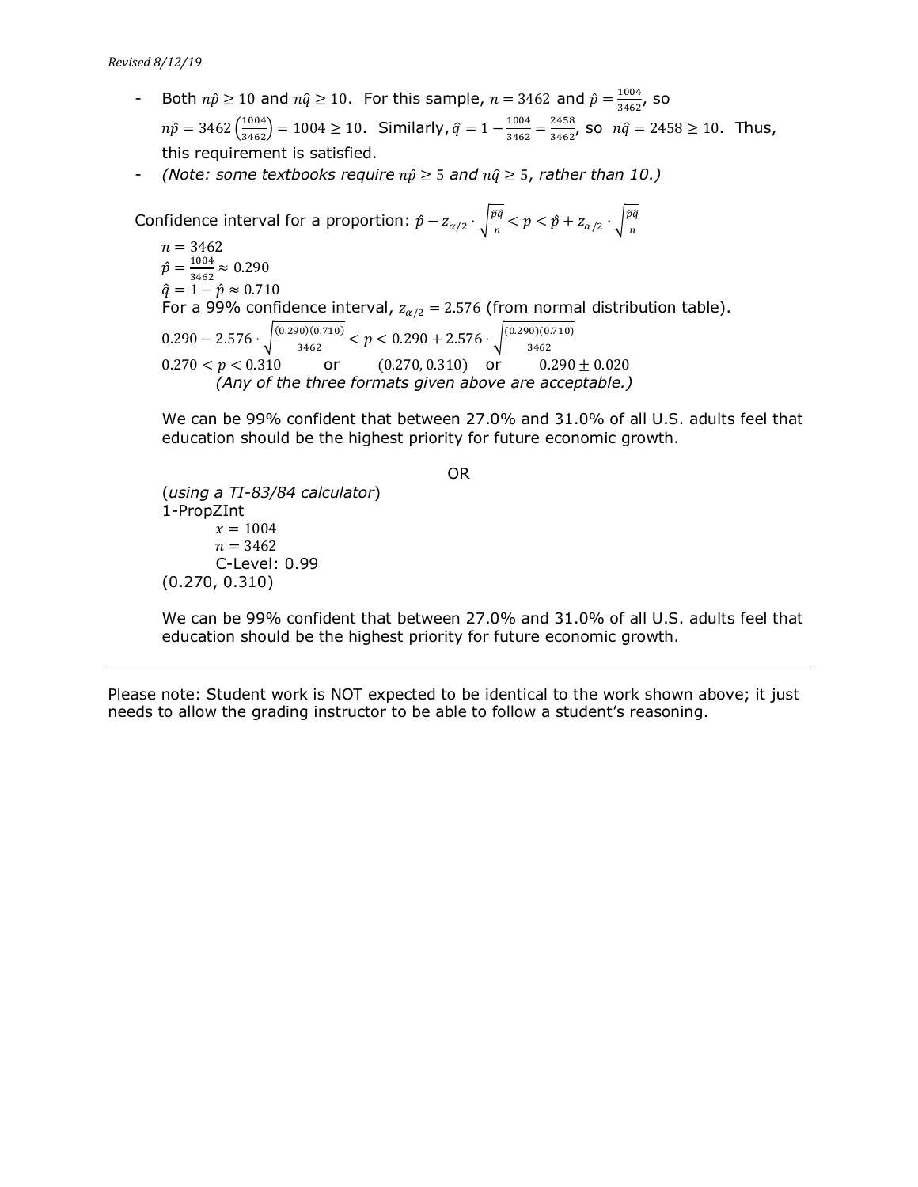- Both $n\hat{p} \geq 10$ and $n\hat{q} \geq 10$. For this sample, $n = 3462$ and $\hat{p} = \frac{1004}{3462}$, so $n\hat{p} = 3462\left(\frac{1004}{3462}\right) = 1004 \geq 10$. Similarly, $\hat{q} = 1 - \frac{1004}{3462} = \frac{2458}{3462}$, so $n\hat{q} = 2458 \geq 10$. Thus, this requirement is satisfied.
- *(Note: some textbooks require $n\hat{p} \geq 5$ and $n\hat{q} \geq 5$, rather than 10.)*

Confidence interval for a proportion: $\hat{p} - z_{\alpha/2} \cdot \sqrt{\frac{\hat{p}\hat{q}}{n}} < p < \hat{p} + z_{\alpha/2} \cdot \sqrt{\frac{\hat{p}\hat{q}}{n}}$

$n = 3462$
$\hat{p} = \frac{1004}{3462} \approx 0.290$
$\hat{q} = 1 - \hat{p} \approx 0.710$
For a 99% confidence interval, $z_{\alpha/2} = 2.576$ (from normal distribution table).
$0.290 - 2.576 \cdot \sqrt{\frac{(0.290)(0.710)}{3462}} < p < 0.290 + 2.576 \cdot \sqrt{\frac{(0.290)(0.710)}{3462}}$
$0.270 < p < 0.310$ or $(0.270, 0.310)$ or $0.290 \pm 0.020$
*(Any of the three formats given above are acceptable.)*

We can be 99% confident that between 27.0% and 31.0% of all U.S. adults feel that education should be the highest priority for future economic growth.

OR

(*using a TI-83/84 calculator*)
1-PropZInt
$x = 1004$
$n = 3462$
C-Level: 0.99
(0.270, 0.310)

We can be 99% confident that between 27.0% and 31.0% of all U.S. adults feel that education should be the highest priority for future economic growth.

---

Please note: Student work is NOT expected to be identical to the work shown above; it just needs to allow the grading instructor to be able to follow a student's reasoning.